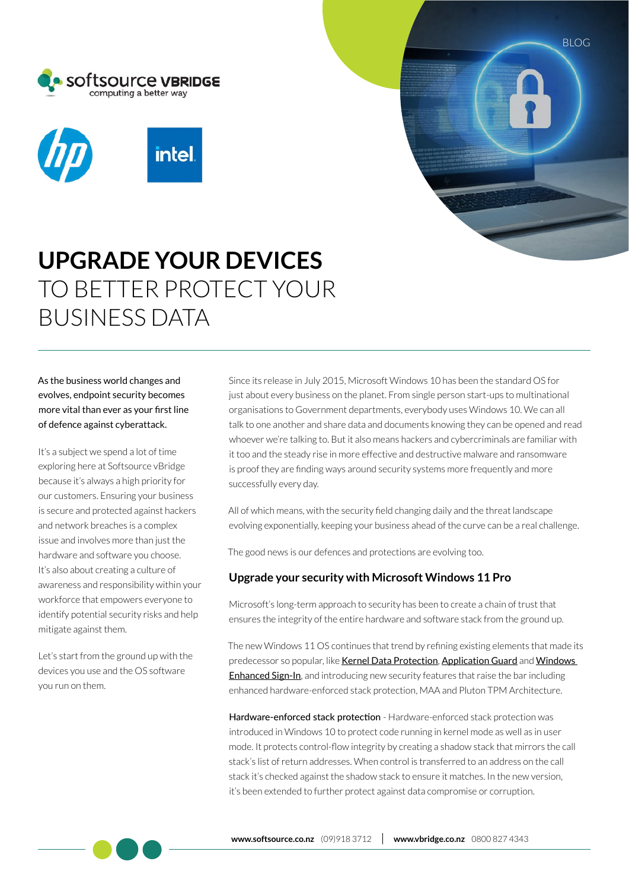BLOG

# **UPGRADE YOUR DEVICES** TO BETTER PROTECT YOUR BUSINESS DATA

As the business world changes and evolves, endpoint security becomes more vital than ever as your first line of defence against cyberattack.

It's a subject we spend a lot of time exploring here at Softsource vBridge because it's always a high priority for our customers. Ensuring your business is secure and protected against hackers and network breaches is a complex issue and involves more than just the hardware and software you choose. It's also about creating a culture of awareness and responsibility within your workforce that empowers everyone to identify potential security risks and help mitigate against them.

Let's start from the ground up with the devices you use and the OS software you run on them.

Since its release in July 2015, Microsoft Windows 10 has been the standard OS for just about every business on the planet. From single person start-ups to multinational organisations to Government departments, everybody uses Windows 10. We can all talk to one another and share data and documents knowing they can be opened and read whoever we're talking to. But it also means hackers and cybercriminals are familiar with it too and the steady rise in more effective and destructive malware and ransomware is proof they are finding ways around security systems more frequently and more successfully every day.

All of which means, with the security field changing daily and the threat landscape evolving exponentially, keeping your business ahead of the curve can be a real challenge.

The good news is our defences and protections are evolving too.

## Upgrade your security with Microsoft Windows 11 Pro

Microsoft's long-term approach to security has been to create a chain of trust that ensures the integrity of the entire hardware and software stack from the ground up.

The new Windows 11 OS continues that trend by refining existing elements that made its predecessor so popular, like Kernel Data Protection, Application Guard and Windows Enhanced Sign-In, and introducing new security features that raise the bar including enhanced hardware-enforced stack protection, MAA and Pluton TPM Architecture.

**Hardware-enforced stack protection** - Hardware-enforced stack protection was introduced in Windows 10 to protect code running in kernel mode as well as in user mode. It protects control-flow integrity by creating a shadow stack that mirrors the call stack's list of return addresses. When control is transferred to an address on the call stack it's checked against the shadow stack to ensure it matches. In the new version, it's been extended to further protect against data compromise or corruption.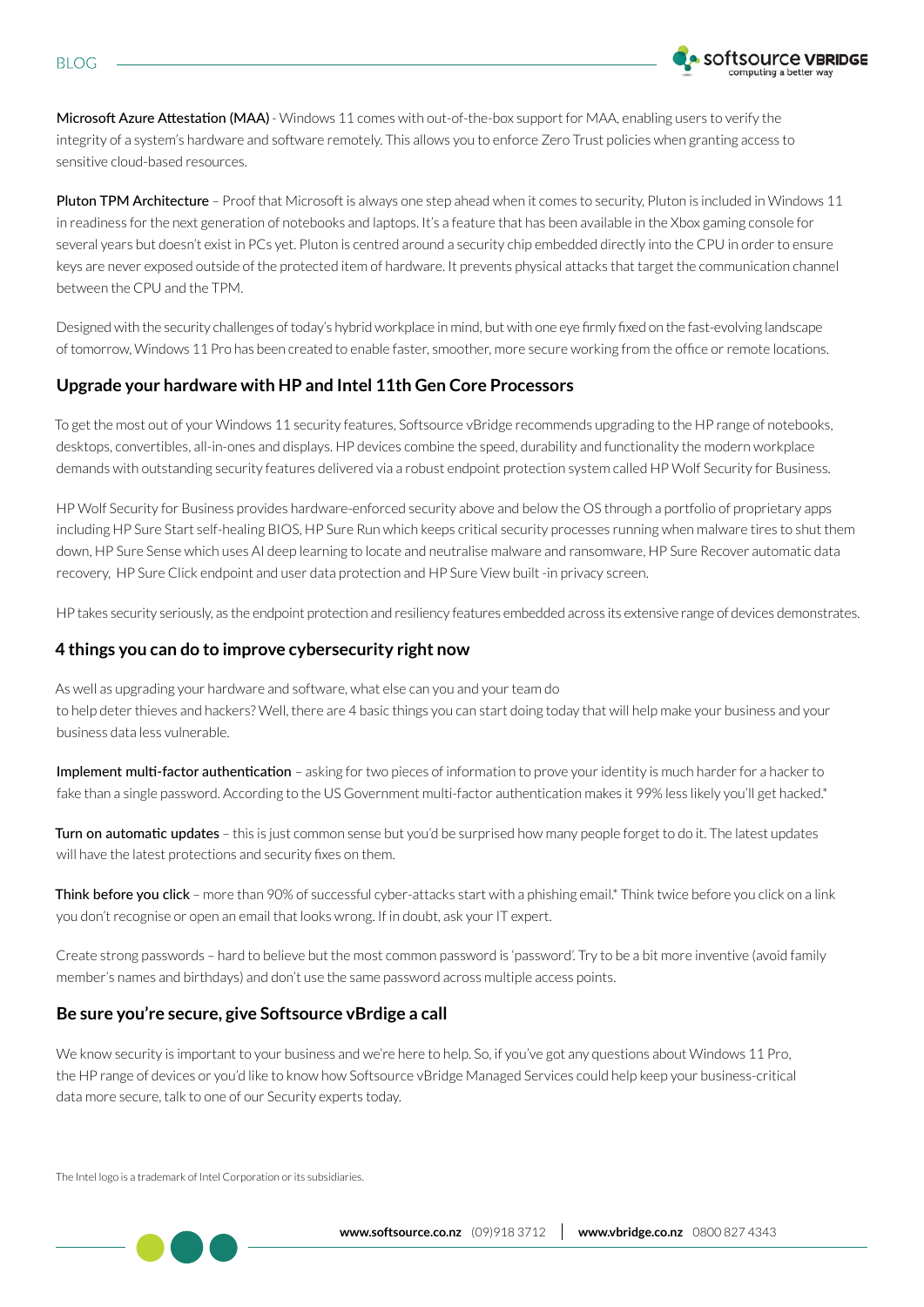**Microsoft Azure Attestation (MAA)** - Windows 11 comes with out-of-the-box support for MAA, enabling users to verify the integrity of a system's hardware and software remotely. This allows you to enforce Zero Trust policies when granting access to sensitive cloud-based resources.

**Pluton TPM Architecture** – Proof that Microsoft is always one step ahead when it comes to security, Pluton is included in Windows 11 in readiness for the next generation of notebooks and laptops. It's a feature that has been available in the Xbox gaming console for several years but doesn't exist in PCs yet. Pluton is centred around a security chip embedded directly into the CPU in order to ensure keys are never exposed outside of the protected item of hardware. It prevents physical attacks that target the communication channel between the CPU and the TPM.

Designed with the security challenges of today's hybrid workplace in mind, but with one eye firmly fixed on the fast-evolving landscape of tomorrow, Windows 11 Pro has been created to enable faster, smoother, more secure working from the office or remote locations.

## Upgrade your hardware with HP and Intel 11th Gen Core Processors

To get the most out of your Windows 11 security features, Softsource vBridge recommends upgrading to the HP range of notebooks, desktops, convertibles, all-in-ones and displays. HP devices combine the speed, durability and functionality the modern workplace demands with outstanding security features delivered via a robust endpoint protection system called HP Wolf Security for Business.

HP Wolf Security for Business provides hardware-enforced security above and below the OS through a portfolio of proprietary apps including HP Sure Start self-healing BIOS, HP Sure Run which keeps critical security processes running when malware tires to shut them down, HP Sure Sense which uses AI deep learning to locate and neutralise malware and ransomware, HP Sure Recover automatic data recovery, HP Sure Click endpoint and user data protection and HP Sure View built -in privacy screen.

HP takes security seriously, as the endpoint protection and resiliency features embedded across its extensive range of devices demonstrates.

## 4 things you can do to improve cybersecurity right now

As well as upgrading your hardware and software, what else can you and your team do to help deter thieves and hackers? Well, there are 4 basic things you can start doing today that will help make your business and your business data less vulnerable.

**Implement multi-factor authentication** – asking for two pieces of information to prove your identity is much harder for a hacker to fake than a single password. According to the US Government multi-factor authentication makes it 99% less likely you'll get hacked.*

**Turn on automatic updates** – this is just common sense but you'd be surprised how many people forget to do it. The latest updates will have the latest protections and security fixes on them.

**Think before you click** – more than 90% of successful cyber-attacks start with a phishing email.* Think twice before you click on a link you don't recognise or open an email that looks wrong. If in doubt, ask your IT expert.

Create strong passwords – hard to believe but the most common password is 'password'. Try to be a bit more inventive (avoid family member's names and birthdays) and don't use the same password across multiple access points.

## Be sure you're secure, give Softsource vBrdige a call

We know security is important to your business and we're here to help. So, if you've got any questions about Windows 11 Pro, the HP range of devices or you'd like to know how Softsource vBridge Managed Services could help keep your business-critical data more secure, talk to one of our Security experts today.

The Intel logo is a trademark of Intel Corporation or its subsidiaries.

**www.softsource.co.nz** (09)918 3712 | **www.vbridge.co.nz** 0800 827 4343